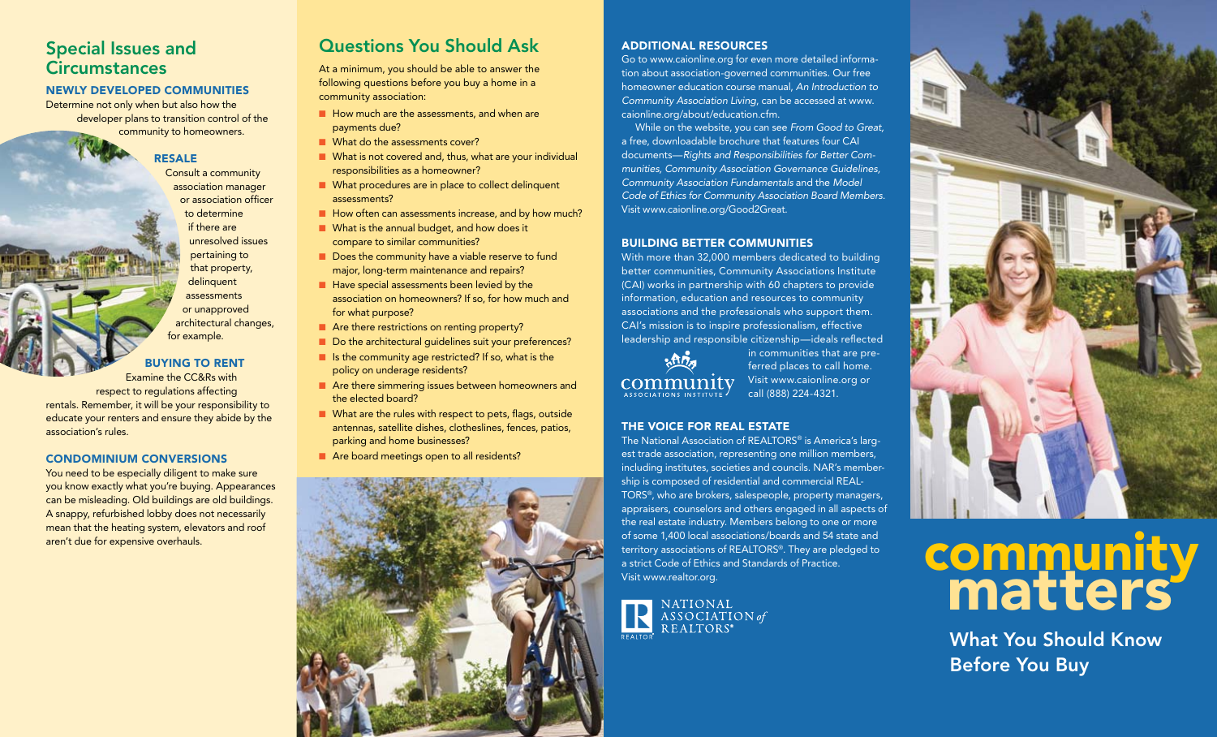## Special Issues and Circumstances

### NEWLY DEVELOPED COMMUNITIES

Determine not only when but also how the developer plans to transition control of the community to homeowners.

### RESALE

Consult a community association manager or association officer to determine if there are unresolved issues pertaining to that property, delinquent assessments or unapproved architectural changes, for example.

### BUYING TO RENT

Examine the CC&Rs with respect to regulations affecting rentals. Remember, it will be your responsibility to educate your renters and ensure they abide by the association's rules.

### CONDOMINIUM CONVERSIONS

You need to be especially diligent to make sure you know exactly what you're buying. Appearances can be misleading. Old buildings are old buildings. A snappy, refurbished lobby does not necessarily mean that the heating system, elevators and roof aren't due for expensive overhauls.

## Questions You Should Ask

At a minimum, you should be able to answer the following questions before you buy a home in a community association:

- How much are the assessments, and when are payments due?
- What do the assessments cover?
- What is not covered and, thus, what are your individual responsibilities as a homeowner?
- What procedures are in place to collect delinquent assessments?
- How often can assessments increase, and by how much?
- What is the annual budget, and how does it compare to similar communities?
- Does the community have a viable reserve to fund major, long-term maintenance and repairs?
- Have special assessments been levied by the association on homeowners? If so, for how much and for what purpose?
- Are there restrictions on renting property?
- Do the architectural guidelines suit your preferences?
- Is the community age restricted? If so, what is the policy on underage residents?
- Are there simmering issues between homeowners and the elected board?
- What are the rules with respect to pets, flags, outside antennas, satellite dishes, clotheslines, fences, patios, parking and home businesses?
- Are board meetings open to all residents?

### ADDITIONAL RESOURCES

Go to www.caionline.org for even more detailed information about association-governed communities. Our free homeowner education course manual, *An Introduction to Community Association Living*, can be accessed at www.caionline.org/about/education.cfm.

While on the website, you can see *From Good to Great,* a free, downloadable brochure that features four CAI documents—*Rights and Responsibilities for Better Communities, Community Association Governance Guidelines, Community Association Fundamentals* and the *Model Code of Ethics for Community Association Board Members.* Visit www.caionline.org/Good2Great.

### BUILDING BETTER COMMUNITIES

With more than 32,000 members dedicated to building better communities, Community Associations Institute (CAI) works in partnership with 60 chapters to provide information, education and resources to community associations and the professionals who support them. CAI's mission is to inspire professionalism, effective leadership and responsible citizenship—ideals reflected in communities that are preferred places to call home. Visit www.caionline.org or call (888) 224-4321.

community ASSOCIATIONS INSTITUTE

### THE VOICE FOR REAL ESTATE

The National Association of REALTORS® is America's largest trade association, representing one million members, including institutes, societies and councils. NAR's membership is composed of residential and commercial REALTORS®, who are brokers, salespeople, property managers, appraisers, counselors and others engaged in all aspects of the real estate industry. Members belong to one or more of some 1,400 local associations/boards and 54 state and territory associations of REALTORS®. They are pledged to a strict Code of Ethics and Standards of Practice. Visit www.realtor.org.

NATIONAL ASSOCIATION *of* REALTORS®

# community matters

## What You Should Know Before You Buy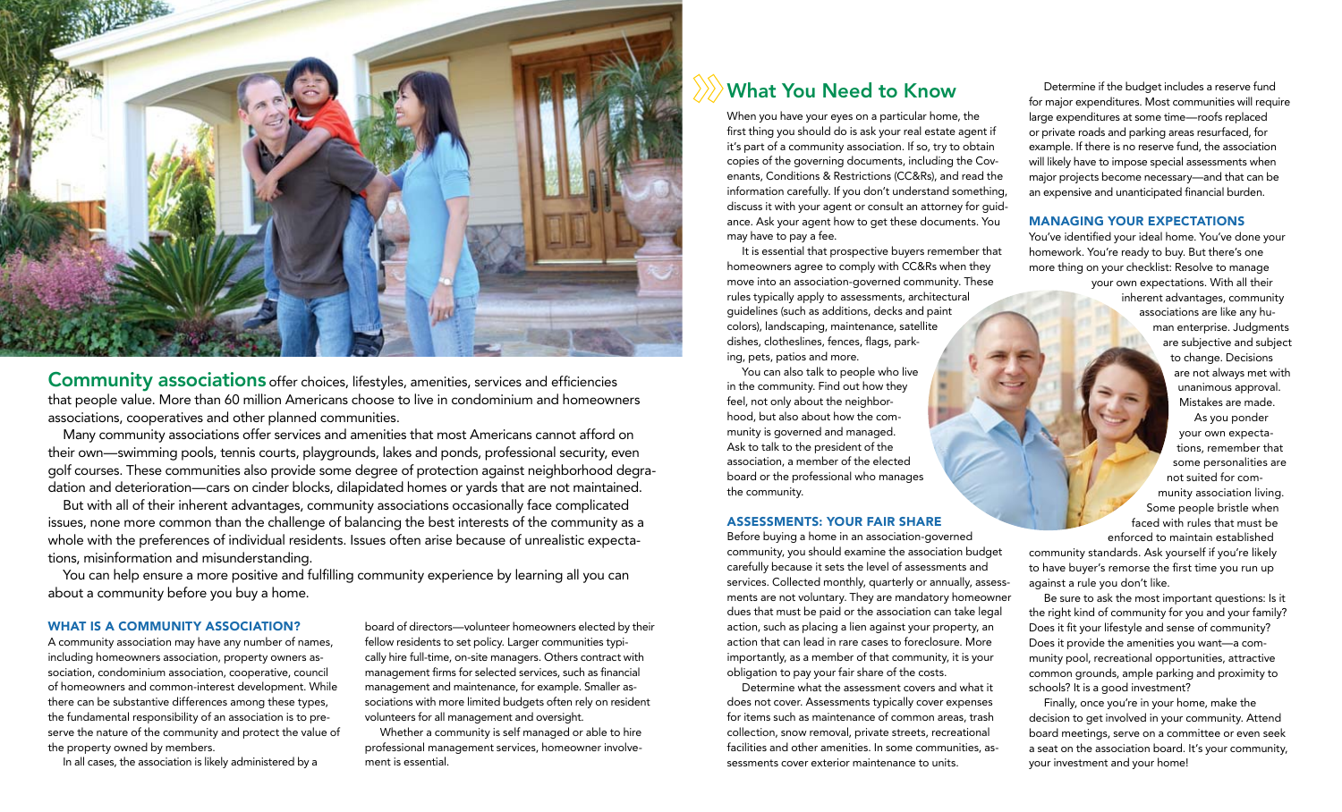**Community associations** offer choices, lifestyles, amenities, services and efficiencies that people value. More than 60 million Americans choose to live in condominium and homeowners associations, cooperatives and other planned communities.

Many community associations offer services and amenities that most Americans cannot afford on their own—swimming pools, tennis courts, playgrounds, lakes and ponds, professional security, even golf courses. These communities also provide some degree of protection against neighborhood degradation and deterioration—cars on cinder blocks, dilapidated homes or yards that are not maintained.

But with all of their inherent advantages, community associations occasionally face complicated issues, none more common than the challenge of balancing the best interests of the community as a whole with the preferences of individual residents. Issues often arise because of unrealistic expectations, misinformation and misunderstanding.

You can help ensure a more positive and fulfilling community experience by learning all you can about a community before you buy a home.

### WHAT IS A COMMUNITY ASSOCIATION?

A community association may have any number of names, including homeowners association, property owners association, condominium association, cooperative, council of homeowners and common-interest development. While there can be substantive differences among these types, the fundamental responsibility of an association is to preserve the nature of the community and protect the value of the property owned by members.

In all cases, the association is likely administered by a board of directors—volunteer homeowners elected by their fellow residents to set policy. Larger communities typically hire full-time, on-site managers. Others contract with management firms for selected services, such as financial management and maintenance, for example. Smaller associations with more limited budgets often rely on resident volunteers for all management and oversight.

Whether a community is self managed or able to hire professional management services, homeowner involvement is essential.

## What You Need to Know

When you have your eyes on a particular home, the first thing you should do is ask your real estate agent if it's part of a community association. If so, try to obtain copies of the governing documents, including the Covenants, Conditions & Restrictions (CC&Rs), and read the information carefully. If you don't understand something, discuss it with your agent or consult an attorney for guidance. Ask your agent how to get these documents. You may have to pay a fee.

It is essential that prospective buyers remember that homeowners agree to comply with CC&Rs when they move into an association-governed community. These rules typically apply to assessments, architectural guidelines (such as additions, decks and paint colors), landscaping, maintenance, satellite dishes, clotheslines, fences, flags, parking, pets, patios and more.

You can also talk to people who live in the community. Find out how they feel, not only about the neighborhood, but also about how the community is governed and managed. Ask to talk to the president of the association, a member of the elected board or the professional who manages the community.

### ASSESSMENTS: YOUR FAIR SHARE

Before buying a home in an association-governed community, you should examine the association budget carefully because it sets the level of assessments and services. Collected monthly, quarterly or annually, assessments are not voluntary. They are mandatory homeowner dues that must be paid or the association can take legal action, such as placing a lien against your property, an action that can lead in rare cases to foreclosure. More importantly, as a member of that community, it is your obligation to pay your fair share of the costs.

Determine what the assessment covers and what it does not cover. Assessments typically cover expenses for items such as maintenance of common areas, trash collection, snow removal, private streets, recreational facilities and other amenities. In some communities, assessments cover exterior maintenance to units.

Determine if the budget includes a reserve fund for major expenditures. Most communities will require large expenditures at some time—roofs replaced or private roads and parking areas resurfaced, for example. If there is no reserve fund, the association will likely have to impose special assessments when major projects become necessary—and that can be an expensive and unanticipated financial burden.

### MANAGING YOUR EXPECTATIONS

You've identified your ideal home. You've done your homework. You're ready to buy. But there's one more thing on your checklist: Resolve to manage your own expectations. With all their inherent advantages, community associations are like any human enterprise. Judgments are subjective and subject to change. Decisions are not always met with unanimous approval. Mistakes are made.

As you ponder your own expectations, remember that some personalities are not suited for community association living. Some people bristle when faced with rules that must be enforced to maintain established community standards. Ask yourself if you're likely to have buyer's remorse the first time you run up against a rule you don't like.

Be sure to ask the most important questions: Is it the right kind of community for you and your family? Does it fit your lifestyle and sense of community? Does it provide the amenities you want—a community pool, recreational opportunities, attractive common grounds, ample parking and proximity to schools? It is a good investment?

Finally, once you're in your home, make the decision to get involved in your community. Attend board meetings, serve on a committee or even seek a seat on the association board. It's your community, your investment and your home!